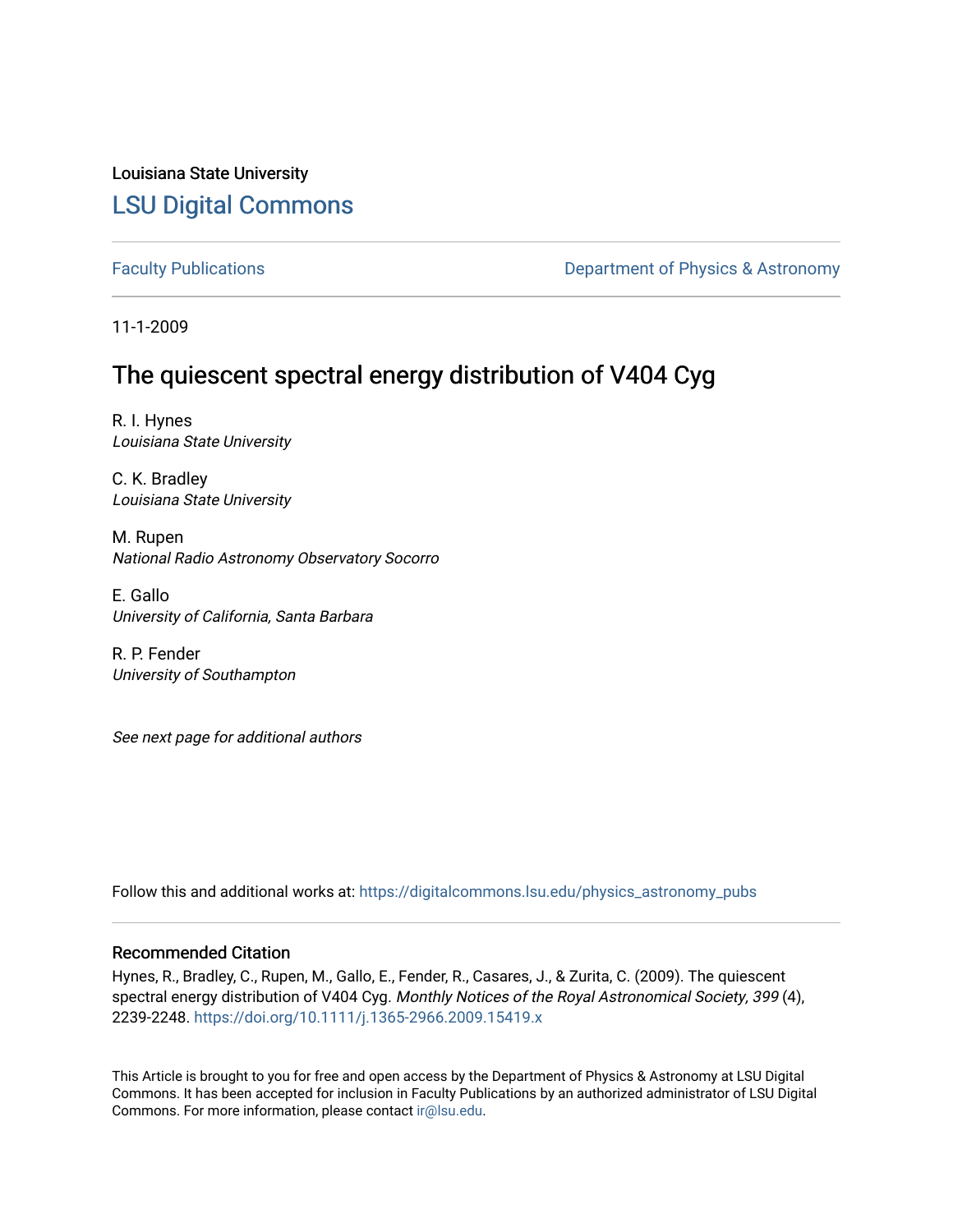Louisiana State University

# LSU Digital Commons

Faculty Publications

Department of Physics & Astronomy

11-1-2009

## The quiescent spectral energy distribution of V404 Cyg

R. I. Hynes
*Louisiana State University*

C. K. Bradley
*Louisiana State University*

M. Rupen
*National Radio Astronomy Observatory Socorro*

E. Gallo
*University of California, Santa Barbara*

R. P. Fender
*University of Southampton*

*See next page for additional authors*

Follow this and additional works at: https://digitalcommons.lsu.edu/physics_astronomy_pubs

### Recommended Citation

Hynes, R., Bradley, C., Rupen, M., Gallo, E., Fender, R., Casares, J., & Zurita, C. (2009). The quiescent spectral energy distribution of V404 Cyg. *Monthly Notices of the Royal Astronomical Society, 399* (4), 2239-2248. https://doi.org/10.1111/j.1365-2966.2009.15419.x

This Article is brought to you for free and open access by the Department of Physics & Astronomy at LSU Digital Commons. It has been accepted for inclusion in Faculty Publications by an authorized administrator of LSU Digital Commons. For more information, please contact ir@lsu.edu.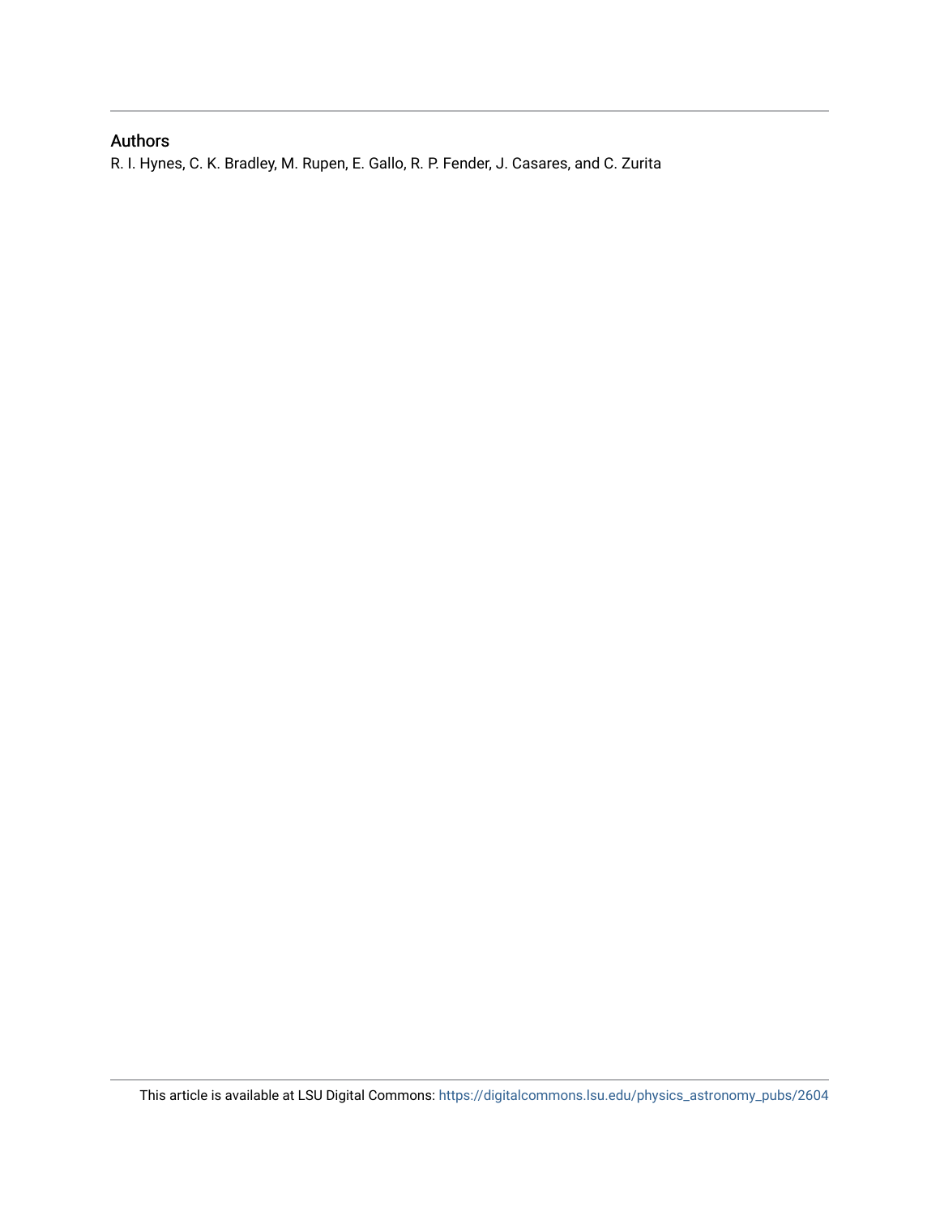## Authors

R. I. Hynes, C. K. Bradley, M. Rupen, E. Gallo, R. P. Fender, J. Casares, and C. Zurita

This article is available at LSU Digital Commons: https://digitalcommons.lsu.edu/physics_astronomy_pubs/2604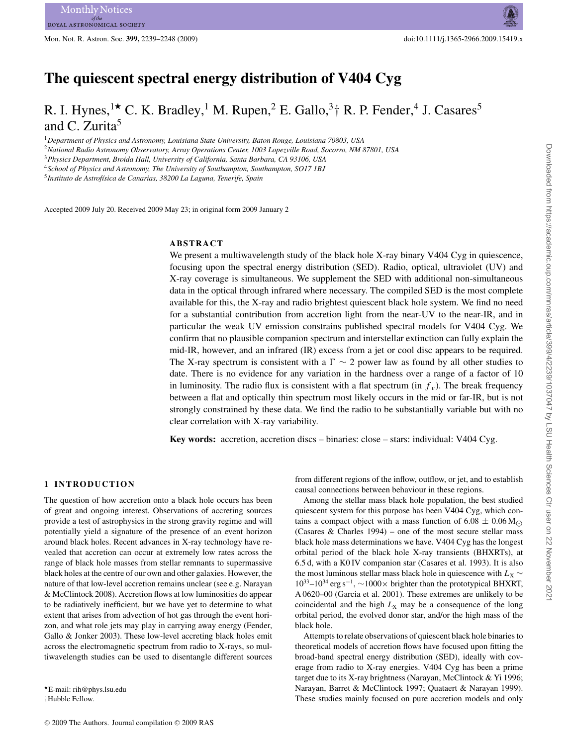# The quiescent spectral energy distribution of V404 Cyg

R. I. Hynes,[1★] C. K. Bradley,[1] M. Rupen,[2] E. Gallo,[3†] R. P. Fender,[4] J. Casares[5] and C. Zurita[5]

[1]*Department of Physics and Astronomy, Louisiana State University, Baton Rouge, Louisiana 70803, USA*
[2]*National Radio Astronomy Observatory, Array Operations Center, 1003 Lopezville Road, Socorro, NM 87801, USA*
[3]*Physics Department, Broida Hall, University of California, Santa Barbara, CA 93106, USA*
[4]*School of Physics and Astronomy, The University of Southampton, Southampton, SO17 1BJ*
[5]*Instituto de Astrofísica de Canarias, 38200 La Laguna, Tenerife, Spain*

Accepted 2009 July 20. Received 2009 May 23; in original form 2009 January 2

## ABSTRACT

We present a multiwavelength study of the black hole X-ray binary V404 Cyg in quiescence, focusing upon the spectral energy distribution (SED). Radio, optical, ultraviolet (UV) and X-ray coverage is simultaneous. We supplement the SED with additional non-simultaneous data in the optical through infrared where necessary. The compiled SED is the most complete available for this, the X-ray and radio brightest quiescent black hole system. We find no need for a substantial contribution from accretion light from the near-UV to the near-IR, and in particular the weak UV emission constrains published spectral models for V404 Cyg. We confirm that no plausible companion spectrum and interstellar extinction can fully explain the mid-IR, however, and an infrared (IR) excess from a jet or cool disc appears to be required. The X-ray spectrum is consistent with a $\Gamma \sim 2$ power law as found by all other studies to date. There is no evidence for any variation in the hardness over a range of a factor of 10 in luminosity. The radio flux is consistent with a flat spectrum (in $f_\nu$). The break frequency between a flat and optically thin spectrum most likely occurs in the mid or far-IR, but is not strongly constrained by these data. We find the radio to be substantially variable but with no clear correlation with X-ray variability.

**Key words:** accretion, accretion discs – binaries: close – stars: individual: V404 Cyg.

## 1 INTRODUCTION

The question of how accretion onto a black hole occurs has been of great and ongoing interest. Observations of accreting sources provide a test of astrophysics in the strong gravity regime and will potentially yield a signature of the presence of an event horizon around black holes. Recent advances in X-ray technology have revealed that accretion can occur at extremely low rates across the range of black hole masses from stellar remnants to supermassive black holes at the centre of our own and other galaxies. However, the nature of that low-level accretion remains unclear (see e.g. Narayan & McClintock 2008). Accretion flows at low luminosities do appear to be radiatively inefficient, but we have yet to determine to what extent that arises from advection of hot gas through the event horizon, and what role jets may play in carrying away energy (Fender, Gallo & Jonker 2003). These low-level accreting black holes emit across the electromagnetic spectrum from radio to X-rays, so multiwavelength studies can be used to disentangle different sources from different regions of the inflow, outflow, or jet, and to establish causal connections between behaviour in these regions.

Among the stellar mass black hole population, the best studied quiescent system for this purpose has been V404 Cyg, which contains a compact object with a mass function of $6.08 \pm 0.06\,\mathrm{M}_\odot$ (Casares & Charles 1994) – one of the most secure stellar mass black hole mass determinations we have. V404 Cyg has the longest orbital period of the black hole X-ray transients (BHXRTs), at 6.5 d, with a K0 IV companion star (Casares et al. 1993). It is also the most luminous stellar mass black hole in quiescence with $L_\mathrm{X} \sim 10^{33}$–$10^{34}$ erg s$^{-1}$, $\sim$1000× brighter than the prototypical BHXRT, A 0620–00 (Garcia et al. 2001). These extremes are unlikely to be coincidental and the high $L_\mathrm{X}$ may be a consequence of the long orbital period, the evolved donor star, and/or the high mass of the black hole.

Attempts to relate observations of quiescent black hole binaries to theoretical models of accretion flows have focused upon fitting the broad-band spectral energy distribution (SED), ideally with coverage from radio to X-ray energies. V404 Cyg has been a prime target due to its X-ray brightness (Narayan, McClintock & Yi 1996; Narayan, Barret & McClintock 1997; Quataert & Narayan 1999). These studies mainly focused on pure accretion models and only

★E-mail: rih@phys.lsu.edu
†Hubble Fellow.

© 2009 The Authors. Journal compilation © 2009 RAS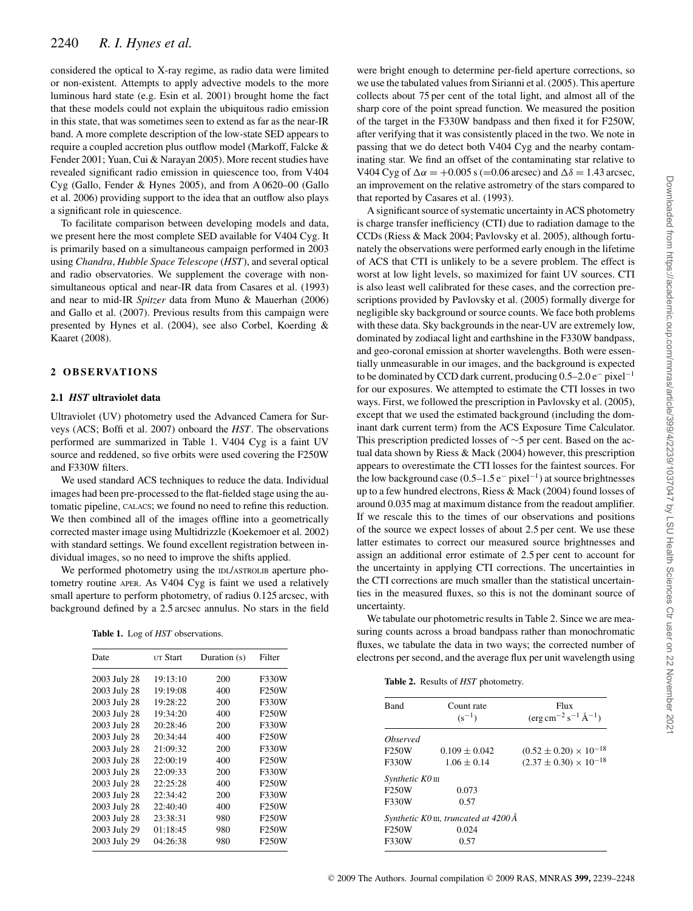considered the optical to X-ray regime, as radio data were limited or non-existent. Attempts to apply advective models to the more luminous hard state (e.g. Esin et al. 2001) brought home the fact that these models could not explain the ubiquitous radio emission in this state, that was sometimes seen to extend as far as the near-IR band. A more complete description of the low-state SED appears to require a coupled accretion plus outflow model (Markoff, Falcke & Fender 2001; Yuan, Cui & Narayan 2005). More recent studies have revealed significant radio emission in quiescence too, from V404 Cyg (Gallo, Fender & Hynes 2005), and from A 0620–00 (Gallo et al. 2006) providing support to the idea that an outflow also plays a significant role in quiescence.

To facilitate comparison between developing models and data, we present here the most complete SED available for V404 Cyg. It is primarily based on a simultaneous campaign performed in 2003 using *Chandra*, *Hubble Space Telescope* (*HST*), and several optical and radio observatories. We supplement the coverage with non-simultaneous optical and near-IR data from Casares et al. (1993) and near to mid-IR *Spitzer* data from Muno & Mauerhan (2006) and Gallo et al. (2007). Previous results from this campaign were presented by Hynes et al. (2004), see also Corbel, Koerding & Kaaret (2008).

## 2 OBSERVATIONS

### 2.1 *HST* ultraviolet data

Ultraviolet (UV) photometry used the Advanced Camera for Surveys (ACS; Boffi et al. 2007) onboard the *HST*. The observations performed are summarized in Table 1. V404 Cyg is a faint UV source and reddened, so five orbits were used covering the F250W and F330W filters.

We used standard ACS techniques to reduce the data. Individual images had been pre-processed to the flat-fielded stage using the automatic pipeline, CALACS; we found no need to refine this reduction. We then combined all of the images offline into a geometrically corrected master image using Multidrizzle (Koekemoer et al. 2002) with standard settings. We found excellent registration between individual images, so no need to improve the shifts applied.

We performed photometry using the IDL/ASTROLIB aperture photometry routine APER. As V404 Cyg is faint we used a relatively small aperture to perform photometry, of radius 0.125 arcsec, with background defined by a 2.5 arcsec annulus. No stars in the field were bright enough to determine per-field aperture corrections, so we use the tabulated values from Sirianni et al. (2005). This aperture collects about 75 per cent of the total light, and almost all of the sharp core of the point spread function. We measured the position of the target in the F330W bandpass and then fixed it for F250W, after verifying that it was consistently placed in the two. We note in passing that we do detect both V404 Cyg and the nearby contaminating star. We find an offset of the contaminating star relative to V404 Cyg of $\Delta\alpha = +0.005$ s (=0.06 arcsec) and $\Delta\delta = 1.43$ arcsec, an improvement on the relative astrometry of the stars compared to that reported by Casares et al. (1993).

**Table 1.** Log of *HST* observations.

| Date | UT Start | Duration (s) | Filter |
|---|---|---|---|
| 2003 July 28 | 19:13:10 | 200 | F330W |
| 2003 July 28 | 19:19:08 | 400 | F250W |
| 2003 July 28 | 19:28:22 | 200 | F330W |
| 2003 July 28 | 19:34:20 | 400 | F250W |
| 2003 July 28 | 20:28:46 | 200 | F330W |
| 2003 July 28 | 20:34:44 | 400 | F250W |
| 2003 July 28 | 21:09:32 | 200 | F330W |
| 2003 July 28 | 22:00:19 | 400 | F250W |
| 2003 July 28 | 22:09:33 | 200 | F330W |
| 2003 July 28 | 22:25:28 | 400 | F250W |
| 2003 July 28 | 22:34:42 | 200 | F330W |
| 2003 July 28 | 22:40:40 | 400 | F250W |
| 2003 July 28 | 23:38:31 | 980 | F250W |
| 2003 July 29 | 01:18:45 | 980 | F250W |
| 2003 July 29 | 04:26:38 | 980 | F250W |

A significant source of systematic uncertainty in ACS photometry is charge transfer inefficiency (CTI) due to radiation damage to the CCDs (Riess & Mack 2004; Pavlovsky et al. 2005), although fortunately the observations were performed early enough in the lifetime of ACS that CTI is unlikely to be a severe problem. The effect is worst at low light levels, so maximized for faint UV sources. CTI is also least well calibrated for these cases, and the correction prescriptions provided by Pavlovsky et al. (2005) formally diverge for negligible sky background or source counts. We face both problems with these data. Sky backgrounds in the near-UV are extremely low, dominated by zodiacal light and earthshine in the F330W bandpass, and geo-coronal emission at shorter wavelengths. Both were essentially unmeasurable in our images, and the background is expected to be dominated by CCD dark current, producing 0.5–2.0 $e^-$ pixel$^{-1}$ for our exposures. We attempted to estimate the CTI losses in two ways. First, we followed the prescription in Pavlovsky et al. (2005), except that we used the estimated background (including the dominant dark current term) from the ACS Exposure Time Calculator. This prescription predicted losses of $\sim$5 per cent. Based on the actual data shown by Riess & Mack (2004) however, this prescription appears to overestimate the CTI losses for the faintest sources. For the low background case (0.5–1.5 $e^-$ pixel$^{-1}$) at source brightnesses up to a few hundred electrons, Riess & Mack (2004) found losses of around 0.035 mag at maximum distance from the readout amplifier. If we rescale this to the times of our observations and positions of the source we expect losses of about 2.5 per cent. We use these latter estimates to correct our measured source brightnesses and assign an additional error estimate of 2.5 per cent to account for the uncertainty in applying CTI corrections. The uncertainties in the CTI corrections are much smaller than the statistical uncertainties in the measured fluxes, so this is not the dominant source of uncertainty.

We tabulate our photometric results in Table 2. Since we are measuring counts across a broad bandpass rather than monochromatic fluxes, we tabulate the data in two ways; the corrected number of electrons per second, and the average flux per unit wavelength using

**Table 2.** Results of *HST* photometry.

| Band | Count rate ($s^{-1}$) | Flux (erg cm$^{-2}$ s$^{-1}$ Å$^{-1}$) |
|---|---|---|
| *Observed* | | |
| F250W | $0.109 \pm 0.042$ | $(0.52 \pm 0.20) \times 10^{-18}$ |
| F330W | $1.06 \pm 0.14$ | $(2.37 \pm 0.30) \times 10^{-18}$ |
| *Synthetic K0 III* | | |
| F250W | 0.073 | |
| F330W | 0.57 | |
| *Synthetic K0 III, truncated at 4200 Å* | | |
| F250W | 0.024 | |
| F330W | 0.57 | |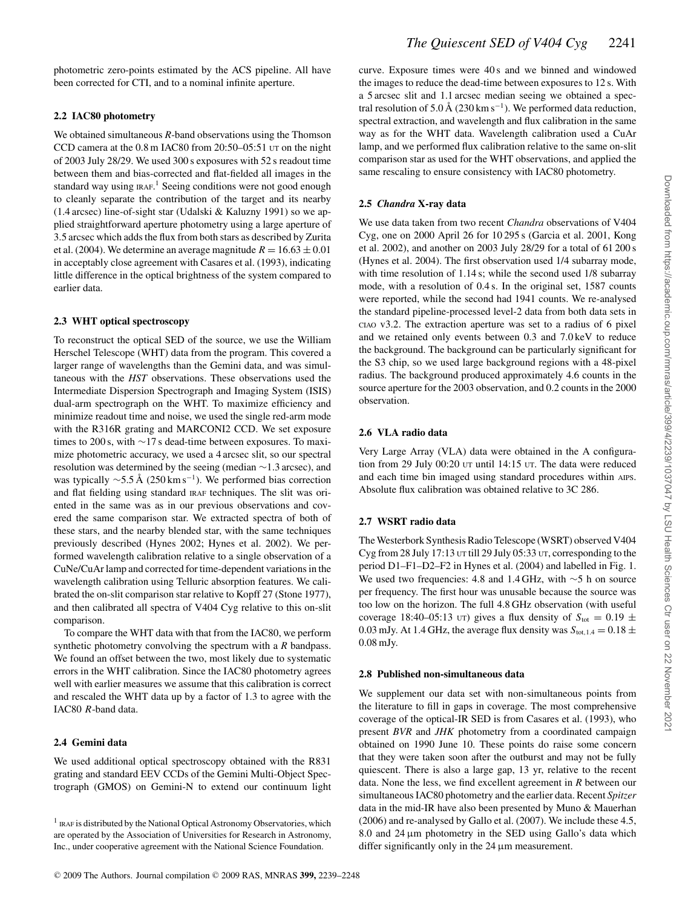photometric zero-points estimated by the ACS pipeline. All have been corrected for CTI, and to a nominal infinite aperture.

### 2.2 IAC80 photometry

We obtained simultaneous *R*-band observations using the Thomson CCD camera at the 0.8 m IAC80 from 20:50–05:51 UT on the night of 2003 July 28/29. We used 300 s exposures with 52 s readout time between them and bias-corrected and flat-fielded all images in the standard way using IRAF.[1] Seeing conditions were not good enough to cleanly separate the contribution of the target and its nearby (1.4 arcsec) line-of-sight star (Udalski & Kaluzny 1991) so we applied straightforward aperture photometry using a large aperture of 3.5 arcsec which adds the flux from both stars as described by Zurita et al. (2004). We determine an average magnitude $R = 16.63 \pm 0.01$ in acceptably close agreement with Casares et al. (1993), indicating little difference in the optical brightness of the system compared to earlier data.

### 2.3 WHT optical spectroscopy

To reconstruct the optical SED of the source, we use the William Herschel Telescope (WHT) data from the program. This covered a larger range of wavelengths than the Gemini data, and was simultaneous with the *HST* observations. These observations used the Intermediate Dispersion Spectrograph and Imaging System (ISIS) dual-arm spectrograph on the WHT. To maximize efficiency and minimize readout time and noise, we used the single red-arm mode with the R316R grating and MARCONI2 CCD. We set exposure times to 200 s, with $\sim$17 s dead-time between exposures. To maximize photometric accuracy, we used a 4 arcsec slit, so our spectral resolution was determined by the seeing (median $\sim$1.3 arcsec), and was typically $\sim$5.5 Å (250 km s$^{-1}$). We performed bias correction and flat fielding using standard IRAF techniques. The slit was oriented in the same was as in our previous observations and covered the same comparison star. We extracted spectra of both of these stars, and the nearby blended star, with the same techniques previously described (Hynes 2002; Hynes et al. 2002). We performed wavelength calibration relative to a single observation of a CuNe/CuAr lamp and corrected for time-dependent variations in the wavelength calibration using Telluric absorption features. We calibrated the on-slit comparison star relative to Kopff 27 (Stone 1977), and then calibrated all spectra of V404 Cyg relative to this on-slit comparison.

To compare the WHT data with that from the IAC80, we perform synthetic photometry convolving the spectrum with a *R* bandpass. We found an offset between the two, most likely due to systematic errors in the WHT calibration. Since the IAC80 photometry agrees well with earlier measures we assume that this calibration is correct and rescaled the WHT data up by a factor of 1.3 to agree with the IAC80 *R*-band data.

### 2.4 Gemini data

We used additional optical spectroscopy obtained with the R831 grating and standard EEV CCDs of the Gemini Multi-Object Spectrograph (GMOS) on Gemini-N to extend our continuum light curve. Exposure times were 40 s and we binned and windowed the images to reduce the dead-time between exposures to 12 s. With a 5 arcsec slit and 1.1 arcsec median seeing we obtained a spectral resolution of 5.0 Å (230 km s$^{-1}$). We performed data reduction, spectral extraction, and wavelength and flux calibration in the same way as for the WHT data. Wavelength calibration used a CuAr lamp, and we performed flux calibration relative to the same on-slit comparison star as used for the WHT observations, and applied the same rescaling to ensure consistency with IAC80 photometry.

### 2.5 *Chandra* X-ray data

We use data taken from two recent *Chandra* observations of V404 Cyg, one on 2000 April 26 for 10 295 s (Garcia et al. 2001, Kong et al. 2002), and another on 2003 July 28/29 for a total of 61 200 s (Hynes et al. 2004). The first observation used 1/4 subarray mode, with time resolution of 1.14 s; while the second used 1/8 subarray mode, with a resolution of 0.4 s. In the original set, 1587 counts were reported, while the second had 1941 counts. We re-analysed the standard pipeline-processed level-2 data from both data sets in CIAO v3.2. The extraction aperture was set to a radius of 6 pixel and we retained only events between 0.3 and 7.0 keV to reduce the background. The background can be particularly significant for the S3 chip, so we used large background regions with a 48-pixel radius. The background produced approximately 4.6 counts in the source aperture for the 2003 observation, and 0.2 counts in the 2000 observation.

### 2.6 VLA radio data

Very Large Array (VLA) data were obtained in the A configuration from 29 July 00:20 UT until 14:15 UT. The data were reduced and each time bin imaged using standard procedures within AIPS. Absolute flux calibration was obtained relative to 3C 286.

### 2.7 WSRT radio data

The Westerbork Synthesis Radio Telescope (WSRT) observed V404 Cyg from 28 July 17:13 UT till 29 July 05:33 UT, corresponding to the period D1–F1–D2–F2 in Hynes et al. (2004) and labelled in Fig. 1. We used two frequencies: 4.8 and 1.4 GHz, with $\sim$5 h on source per frequency. The first hour was unusable because the source was too low on the horizon. The full 4.8 GHz observation (with useful coverage 18:40–05:13 UT) gives a flux density of $S_{\rm tot} = 0.19 \pm 0.03$ mJy. At 1.4 GHz, the average flux density was $S_{\rm tot,1.4} = 0.18 \pm 0.08$ mJy.

### 2.8 Published non-simultaneous data

We supplement our data set with non-simultaneous points from the literature to fill in gaps in coverage. The most comprehensive coverage of the optical-IR SED is from Casares et al. (1993), who present *BVR* and *JHK* photometry from a coordinated campaign obtained on 1990 June 10. These points do raise some concern that they were taken soon after the outburst and may not be fully quiescent. There is also a large gap, 13 yr, relative to the recent data. None the less, we find excellent agreement in *R* between our simultaneous IAC80 photometry and the earlier data. Recent *Spitzer* data in the mid-IR have also been presented by Muno & Mauerhan (2006) and re-analysed by Gallo et al. (2007). We include these 4.5, 8.0 and 24 μm photometry in the SED using Gallo's data which differ significantly only in the 24 μm measurement.

[1] IRAF is distributed by the National Optical Astronomy Observatories, which are operated by the Association of Universities for Research in Astronomy, Inc., under cooperative agreement with the National Science Foundation.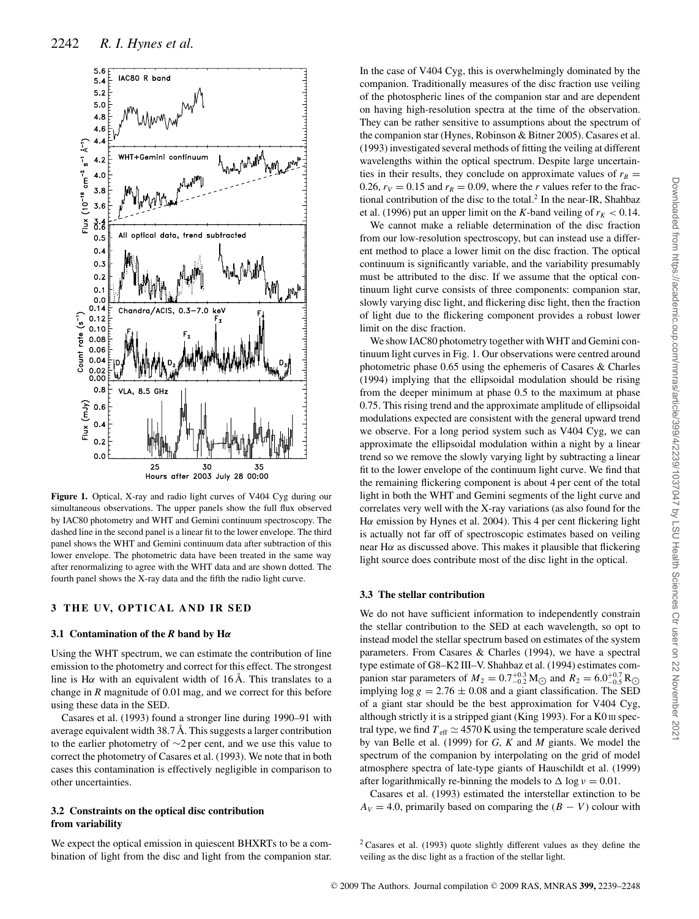**Figure 1.** Optical, X-ray and radio light curves of V404 Cyg during our simultaneous observations. The upper panels show the full flux observed by IAC80 photometry and WHT and Gemini continuum spectroscopy. The dashed line in the second panel is a linear fit to the lower envelope. The third panel shows the WHT and Gemini continuum data after subtraction of this lower envelope. The photometric data have been treated in the same way after renormalizing to agree with the WHT data and are shown dotted. The fourth panel shows the X-ray data and the fifth the radio light curve.

## 3 THE UV, OPTICAL AND IR SED

### 3.1 Contamination of the *R* band by H$\alpha$

Using the WHT spectrum, we can estimate the contribution of line emission to the photometry and correct for this effect. The strongest line is H$\alpha$ with an equivalent width of 16 Å. This translates to a change in *R* magnitude of 0.01 mag, and we correct for this before using these data in the SED.

Casares et al. (1993) found a stronger line during 1990–91 with average equivalent width 38.7 Å. This suggests a larger contribution to the earlier photometry of ~2 per cent, and we use this value to correct the photometry of Casares et al. (1993). We note that in both cases this contamination is effectively negligible in comparison to other uncertainties.

### 3.2 Constraints on the optical disc contribution from variability

We expect the optical emission in quiescent BHXRTs to be a combination of light from the disc and light from the companion star. In the case of V404 Cyg, this is overwhelmingly dominated by the companion. Traditionally measures of the disc fraction use veiling of the photospheric lines of the companion star and are dependent on having high-resolution spectra at the time of the observation. They can be rather sensitive to assumptions about the spectrum of the companion star (Hynes, Robinson & Bitner 2005). Casares et al. (1993) investigated several methods of fitting the veiling at different wavelengths within the optical spectrum. Despite large uncertainties in their results, they conclude on approximate values of $r_B = 0.26$, $r_V = 0.15$ and $r_R = 0.09$, where the *r* values refer to the fractional contribution of the disc to the total.[2] In the near-IR, Shahbaz et al. (1996) put an upper limit on the *K*-band veiling of $r_K < 0.14$.

We cannot make a reliable determination of the disc fraction from our low-resolution spectroscopy, but can instead use a different method to place a lower limit on the disc fraction. The optical continuum is significantly variable, and the variability presumably must be attributed to the disc. If we assume that the optical continuum light curve consists of three components: companion star, slowly varying disc light, and flickering disc light, then the fraction of light due to the flickering component provides a robust lower limit on the disc fraction.

We show IAC80 photometry together with WHT and Gemini continuum light curves in Fig. 1. Our observations were centred around photometric phase 0.65 using the ephemeris of Casares & Charles (1994) implying that the ellipsoidal modulation should be rising from the deeper minimum at phase 0.5 to the maximum at phase 0.75. This rising trend and the approximate amplitude of ellipsoidal modulations expected are consistent with the general upward trend we observe. For a long period system such as V404 Cyg, we can approximate the ellipsoidal modulation within a night by a linear trend so we remove the slowly varying light by subtracting a linear fit to the lower envelope of the continuum light curve. We find that the remaining flickering component is about 4 per cent of the total light in both the WHT and Gemini segments of the light curve and correlates very well with the X-ray variations (as also found for the H$\alpha$ emission by Hynes et al. 2004). This 4 per cent flickering light is actually not far off of spectroscopic estimates based on veiling near H$\alpha$ as discussed above. This makes it plausible that flickering light source does contribute most of the disc light in the optical.

### 3.3 The stellar contribution

We do not have sufficient information to independently constrain the stellar contribution to the SED at each wavelength, so opt to instead model the stellar spectrum based on estimates of the system parameters. From Casares & Charles (1994), we have a spectral type estimate of G8–K2 III–V. Shahbaz et al. (1994) estimates companion star parameters of $M_2 = 0.7^{+0.3}_{-0.2}\,\mathrm{M}_\odot$ and $R_2 = 6.0^{+0.7}_{-0.5}\,\mathrm{R}_\odot$ implying $\log g = 2.76 \pm 0.08$ and a giant classification. The SED of a giant star should be the best approximation for V404 Cyg, although strictly it is a stripped giant (King 1993). For a K0 III spectral type, we find $T_{\mathrm{eff}} \simeq 4570$ K using the temperature scale derived by van Belle et al. (1999) for *G*, *K* and *M* giants. We model the spectrum of the companion by interpolating on the grid of model atmosphere spectra of late-type giants of Hauschildt et al. (1999) after logarithmically re-binning the models to $\Delta \log \nu = 0.01$.

Casares et al. (1993) estimated the interstellar extinction to be $A_V = 4.0$, primarily based on comparing the $(B - V)$ colour with

[2] Casares et al. (1993) quote slightly different values as they define the veiling as the disc light as a fraction of the stellar light.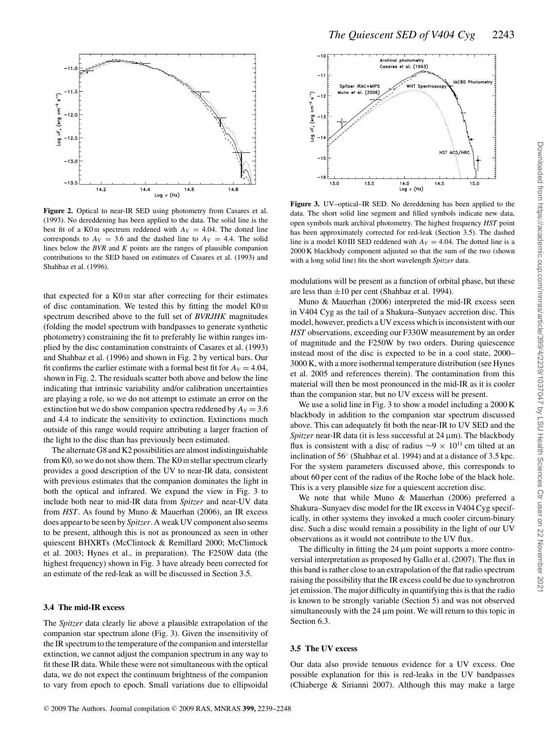**Figure 2.** Optical to near-IR SED using photometry from Casares et al. (1993). No dereddening has been applied to the data. The solid line is the best fit of a K0 III spectrum reddened with $A_V = 4.04$. The dotted line corresponds to $A_V = 3.6$ and the dashed line to $A_V = 4.4$. The solid lines below the *BVR* and *K* points are the ranges of plausible companion contributions to the SED based on estimates of Casares et al. (1993) and Shahbaz et al. (1996).

**Figure 3.** UV–optical–IR SED. No dereddening has been applied to the data. The short solid line segment and filled symbols indicate new data, open symbols mark archival photometry. The highest frequency *HST* point has been approximately corrected for red-leak (Section 3.5). The dashed line is a model K0 III SED reddened with $A_V = 4.04$. The dotted line is a 2000 K blackbody component adjusted so that the sum of the two (shown with a long solid line) fits the short wavelength *Spitzer* data.

that expected for a K0 III star after correcting for their estimates of disc contamination. We tested this by fitting the model K0 III spectrum described above to the full set of *BVRJHK* magnitudes (folding the model spectrum with bandpasses to generate synthetic photometry) constraining the fit to preferably lie within ranges implied by the disc contamination constraints of Casares et al. (1993) and Shahbaz et al. (1996) and shown in Fig. 2 by vertical bars. Our fit confirms the earlier estimate with a formal best fit for $A_V = 4.04$, shown in Fig. 2. The residuals scatter both above and below the line indicating that intrinsic variability and/or calibration uncertainties are playing a role, so we do not attempt to estimate an error on the extinction but we do show companion spectra reddened by $A_V = 3.6$ and 4.4 to indicate the sensitivity to extinction. Extinctions much outside of this range would require attributing a larger fraction of the light to the disc than has previously been estimated.

The alternate G8 and K2 possibilities are almost indistinguishable from K0, so we do not show them. The K0 III stellar spectrum clearly provides a good description of the UV to near-IR data, consistent with previous estimates that the companion dominates the light in both the optical and infrared. We expand the view in Fig. 3 to include both near to mid-IR data from *Spitzer* and near-UV data from *HST*. As found by Muno & Mauerhan (2006), an IR excess does appear to be seen by *Spitzer*. A weak UV component also seems to be present, although this is not as pronounced as seen in other quiescent BHXRTs (McClintock & Remillard 2000; McClintock et al. 2003; Hynes et al., in preparation). The F250W data (the highest frequency) shown in Fig. 3 have already been corrected for an estimate of the red-leak as will be discussed in Section 3.5.

### 3.4 The mid-IR excess

The *Spitzer* data clearly lie above a plausible extrapolation of the companion star spectrum alone (Fig. 3). Given the insensitivity of the IR spectrum to the temperature of the companion and interstellar extinction, we cannot adjust the companion spectrum in any way to fit these IR data. While these were not simultaneous with the optical data, we do not expect the continuum brightness of the companion to vary from epoch to epoch. Small variations due to ellipsoidal modulations will be present as a function of orbital phase, but these are less than ±10 per cent (Shahbaz et al. 1994).

Muno & Mauerhan (2006) interpreted the mid-IR excess seen in V404 Cyg as the tail of a Shakura–Sunyaev accretion disc. This model, however, predicts a UV excess which is inconsistent with our *HST* observations, exceeding our F330W measurement by an order of magnitude and the F250W by two orders. During quiescence instead most of the disc is expected to be in a cool state, 2000–3000 K, with a more isothermal temperature distribution (see Hynes et al. 2005 and references therein). The contamination from this material will then be most pronounced in the mid-IR as it is cooler than the companion star, but no UV excess will be present.

We use a solid line in Fig. 3 to show a model including a 2000 K blackbody in addition to the companion star spectrum discussed above. This can adequately fit both the near-IR to UV SED and the *Spitzer* near-IR data (it is less successful at 24 μm). The blackbody flux is consistent with a disc of radius $\sim 9 \times 10^{11}$ cm tilted at an inclination of 56° (Shahbaz et al. 1994) and at a distance of 3.5 kpc. For the system parameters discussed above, this corresponds to about 60 per cent of the radius of the Roche lobe of the black hole. This is a very plausible size for a quiescent accretion disc.

We note that while Muno & Mauerhan (2006) preferred a Shakura–Sunyaev disc model for the IR excess in V404 Cyg specifically, in other systems they invoked a much cooler circum-binary disc. Such a disc would remain a possibility in the light of our UV observations as it would not contribute to the UV flux.

The difficulty in fitting the 24 μm point supports a more controversial interpretation as proposed by Gallo et al. (2007). The flux in this band is rather close to an extrapolation of the flat radio spectrum raising the possibility that the IR excess could be due to synchrotron jet emission. The major difficulty in quantifying this is that the radio is known to be strongly variable (Section 5) and was not observed simultaneously with the 24 μm point. We will return to this topic in Section 6.3.

### 3.5 The UV excess

Our data also provide tenuous evidence for a UV excess. One possible explanation for this is red-leaks in the UV bandpasses (Chiaberge & Sirianni 2007). Although this may make a large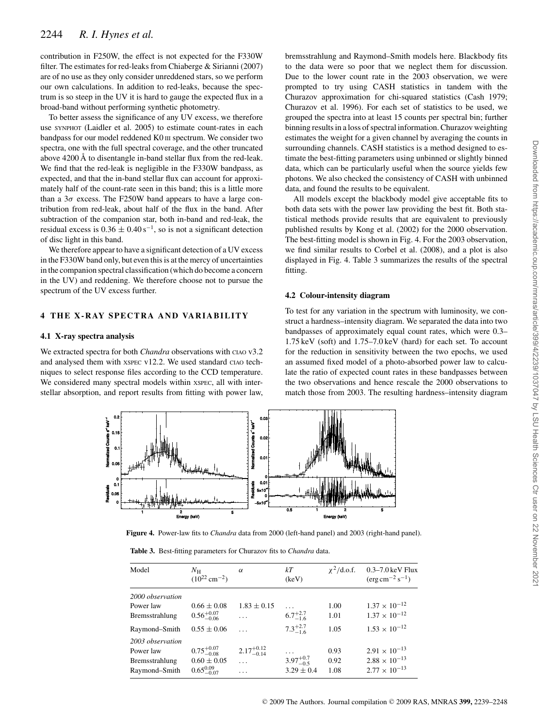contribution in F250W, the effect is not expected for the F330W filter. The estimates for red-leaks from Chiaberge & Sirianni (2007) are of no use as they only consider unreddened stars, so we perform our own calculations. In addition to red-leaks, because the spectrum is so steep in the UV it is hard to gauge the expected flux in a broad-band without performing synthetic photometry.

To better assess the significance of any UV excess, we therefore use SYNPHOT (Laidler et al. 2005) to estimate count-rates in each bandpass for our model reddened K0 III spectrum. We consider two spectra, one with the full spectral coverage, and the other truncated above 4200 Å to disentangle in-band stellar flux from the red-leak. We find that the red-leak is negligible in the F330W bandpass, as expected, and that the in-band stellar flux can account for approximately half of the count-rate seen in this band; this is a little more than a $3\sigma$ excess. The F250W band appears to have a large contribution from red-leak, about half of the flux in the band. After subtraction of the companion star, both in-band and red-leak, the residual excess is $0.36 \pm 0.40\,\mathrm{s}^{-1}$, so is not a significant detection of disc light in this band.

We therefore appear to have a significant detection of a UV excess in the F330W band only, but even this is at the mercy of uncertainties in the companion spectral classification (which do become a concern in the UV) and reddening. We therefore choose not to pursue the spectrum of the UV excess further.

## 4 THE X-RAY SPECTRA AND VARIABILITY

### 4.1 X-ray spectra analysis

We extracted spectra for both *Chandra* observations with CIAO v3.2 and analysed them with XSPEC v12.2. We used standard CIAO techniques to select response files according to the CCD temperature. We considered many spectral models within XSPEC, all with interstellar absorption, and report results from fitting with power law, bremsstrahlung and Raymond–Smith models here. Blackbody fits to the data were so poor that we neglect them for discussion. Due to the lower count rate in the 2003 observation, we were prompted to try using CASH statistics in tandem with the Churazov approximation for chi-squared statistics (Cash 1979; Churazov et al. 1996). For each set of statistics to be used, we grouped the spectra into at least 15 counts per spectral bin; further binning results in a loss of spectral information. Churazov weighting estimates the weight for a given channel by averaging the counts in surrounding channels. CASH statistics is a method designed to estimate the best-fitting parameters using unbinned or slightly binned data, which can be particularly useful when the source yields few photons. We also checked the consistency of CASH with unbinned data, and found the results to be equivalent.

All models except the blackbody model give acceptable fits to both data sets with the power law providing the best fit. Both statistical methods provide results that are equivalent to previously published results by Kong et al. (2002) for the 2000 observation. The best-fitting model is shown in Fig. 4. For the 2003 observation, we find similar results to Corbel et al. (2008), and a plot is also displayed in Fig. 4. Table 3 summarizes the results of the spectral fitting.

### 4.2 Colour-intensity diagram

To test for any variation in the spectrum with luminosity, we construct a hardness–intensity diagram. We separated the data into two bandpasses of approximately equal count rates, which were 0.3–1.75 keV (soft) and 1.75–7.0 keV (hard) for each set. To account for the reduction in sensitivity between the two epochs, we used an assumed fixed model of a photo-absorbed power law to calculate the ratio of expected count rates in these bandpasses between the two observations and hence rescale the 2000 observations to match those from 2003. The resulting hardness–intensity diagram

**Figure 4.** Power-law fits to *Chandra* data from 2000 (left-hand panel) and 2003 (right-hand panel).

**Table 3.** Best-fitting parameters for Churazov fits to *Chandra* data.

| Model | $N_\mathrm{H}$ ($10^{22}\,\mathrm{cm}^{-2}$) | $\alpha$ | $kT$ (keV) | $\chi^2$/d.o.f. | 0.3–7.0 keV Flux ($\mathrm{erg\,cm^{-2}\,s^{-1}}$) |
|---|---|---|---|---|---|
| *2000 observation* | | | | | |
| Power law | $0.66 \pm 0.08$ | $1.83 \pm 0.15$ | ... | 1.00 | $1.37 \times 10^{-12}$ |
| Bremsstrahlung | $0.56^{+0.07}_{-0.06}$ | ... | $6.7^{+2.7}_{-1.6}$ | 1.01 | $1.37 \times 10^{-12}$ |
| Raymond–Smith | $0.55 \pm 0.06$ | ... | $7.3^{+2.7}_{-1.6}$ | 1.05 | $1.53 \times 10^{-12}$ |
| *2003 observation* | | | | | |
| Power law | $0.75^{+0.07}_{-0.08}$ | $2.17^{+0.12}_{-0.14}$ | ... | 0.93 | $2.91 \times 10^{-13}$ |
| Bremsstrahlung | $0.60 \pm 0.05$ | ... | $3.97^{+0.7}_{-0.5}$ | 0.92 | $2.88 \times 10^{-13}$ |
| Raymond–Smith | $0.65^{0.09}_{-0.07}$ | ... | $3.29 \pm 0.4$ | 1.08 | $2.77 \times 10^{-13}$ |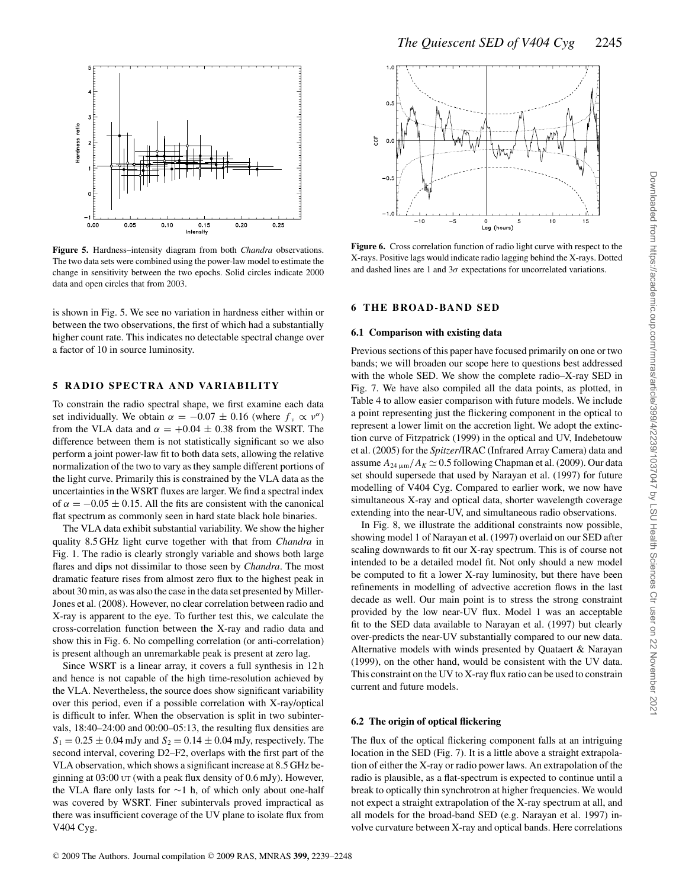**Figure 5.** Hardness–intensity diagram from both *Chandra* observations. The two data sets were combined using the power-law model to estimate the change in sensitivity between the two epochs. Solid circles indicate 2000 data and open circles that from 2003.

is shown in Fig. 5. We see no variation in hardness either within or between the two observations, the first of which had a substantially higher count rate. This indicates no detectable spectral change over a factor of 10 in source luminosity.

## 5 RADIO SPECTRA AND VARIABILITY

To constrain the radio spectral shape, we first examine each data set individually. We obtain $\alpha = -0.07 \pm 0.16$ (where $f_\nu \propto \nu^\alpha$) from the VLA data and $\alpha = +0.04 \pm 0.38$ from the WSRT. The difference between them is not statistically significant so we also perform a joint power-law fit to both data sets, allowing the relative normalization of the two to vary as they sample different portions of the light curve. Primarily this is constrained by the VLA data as the uncertainties in the WSRT fluxes are larger. We find a spectral index of $\alpha = -0.05 \pm 0.15$. All the fits are consistent with the canonical flat spectrum as commonly seen in hard state black hole binaries.

The VLA data exhibit substantial variability. We show the higher quality 8.5 GHz light curve together with that from *Chandra* in Fig. 1. The radio is clearly strongly variable and shows both large flares and dips not dissimilar to those seen by *Chandra*. The most dramatic feature rises from almost zero flux to the highest peak in about 30 min, as was also the case in the data set presented by Miller-Jones et al. (2008). However, no clear correlation between radio and X-ray is apparent to the eye. To further test this, we calculate the cross-correlation function between the X-ray and radio data and show this in Fig. 6. No compelling correlation (or anti-correlation) is present although an unremarkable peak is present at zero lag.

Since WSRT is a linear array, it covers a full synthesis in 12 h and hence is not capable of the high time-resolution achieved by the VLA. Nevertheless, the source does show significant variability over this period, even if a possible correlation with X-ray/optical is difficult to infer. When the observation is split in two subintervals, 18:40–24:00 and 00:00–05:13, the resulting flux densities are $S_1 = 0.25 \pm 0.04$ mJy and $S_2 = 0.14 \pm 0.04$ mJy, respectively. The second interval, covering D2–F2, overlaps with the first part of the VLA observation, which shows a significant increase at 8.5 GHz beginning at 03:00 UT (with a peak flux density of 0.6 mJy). However, the VLA flare only lasts for $\sim$1 h, of which only about one-half was covered by WSRT. Finer subintervals proved impractical as there was insufficient coverage of the UV plane to isolate flux from V404 Cyg.

**Figure 6.** Cross correlation function of radio light curve with respect to the X-rays. Positive lags would indicate radio lagging behind the X-rays. Dotted and dashed lines are 1 and $3\sigma$ expectations for uncorrelated variations.

## 6 THE BROAD-BAND SED

### 6.1 Comparison with existing data

Previous sections of this paper have focused primarily on one or two bands; we will broaden our scope here to questions best addressed with the whole SED. We show the complete radio–X-ray SED in Fig. 7. We have also compiled all the data points, as plotted, in Table 4 to allow easier comparison with future models. We include a point representing just the flickering component in the optical to represent a lower limit on the accretion light. We adopt the extinction curve of Fitzpatrick (1999) in the optical and UV, Indebetouw et al. (2005) for the *Spitzer*/IRAC (Infrared Array Camera) data and assume $A_{24\,\mu\mathrm{m}}/A_K \simeq 0.5$ following Chapman et al. (2009). Our data set should supersede that used by Narayan et al. (1997) for future modelling of V404 Cyg. Compared to earlier work, we now have simultaneous X-ray and optical data, shorter wavelength coverage extending into the near-UV, and simultaneous radio observations.

In Fig. 8, we illustrate the additional constraints now possible, showing model 1 of Narayan et al. (1997) overlaid on our SED after scaling downwards to fit our X-ray spectrum. This is of course not intended to be a detailed model fit. Not only should a new model be computed to fit a lower X-ray luminosity, but there have been refinements in modelling of advective accretion flows in the last decade as well. Our main point is to stress the strong constraint provided by the low near-UV flux. Model 1 was an acceptable fit to the SED data available to Narayan et al. (1997) but clearly over-predicts the near-UV substantially compared to our new data. Alternative models with winds presented by Quataert & Narayan (1999), on the other hand, would be consistent with the UV data. This constraint on the UV to X-ray flux ratio can be used to constrain current and future models.

### 6.2 The origin of optical flickering

The flux of the optical flickering component falls at an intriguing location in the SED (Fig. 7). It is a little above a straight extrapolation of either the X-ray or radio power laws. An extrapolation of the radio is plausible, as a flat-spectrum is expected to continue until a break to optically thin synchrotron at higher frequencies. We would not expect a straight extrapolation of the X-ray spectrum at all, and all models for the broad-band SED (e.g. Narayan et al. 1997) involve curvature between X-ray and optical bands. Here correlations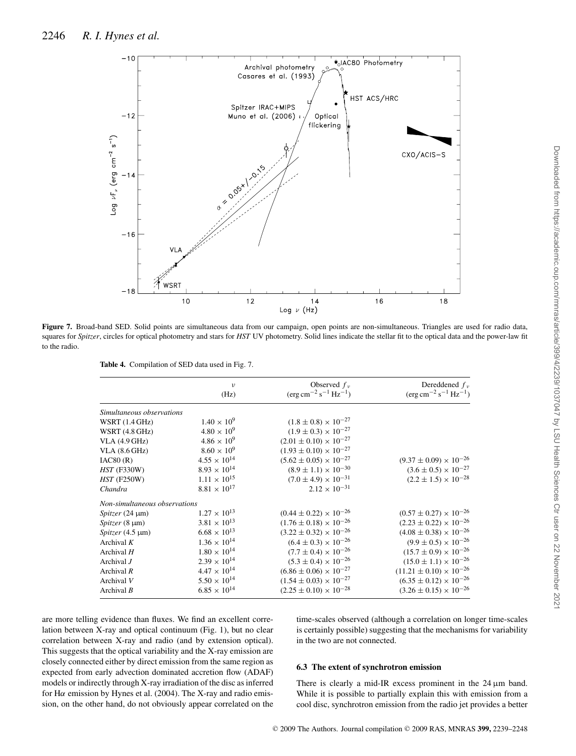Figure 7. Broad-band SED. Solid points are simultaneous data from our campaign, open points are non-simultaneous. Triangles are used for radio data, squares for *Spitzer*, circles for optical photometry and stars for *HST* UV photometry. Solid lines indicate the stellar fit to the optical data and the power-law fit to the radio.

**Table 4.** Compilation of SED data used in Fig. 7.

| | $\nu$ (Hz) | Observed $f_\nu$ ($\mathrm{erg\,cm^{-2}\,s^{-1}\,Hz^{-1}}$) | Dereddened $f_\nu$ ($\mathrm{erg\,cm^{-2}\,s^{-1}\,Hz^{-1}}$) |
|---|---|---|---|
| *Simultaneous observations* | | | |
| WSRT (1.4 GHz) | $1.40 \times 10^{9}$ | $(1.8 \pm 0.8) \times 10^{-27}$ | |
| WSRT (4.8 GHz) | $4.80 \times 10^{9}$ | $(1.9 \pm 0.3) \times 10^{-27}$ | |
| VLA (4.9 GHz) | $4.86 \times 10^{9}$ | $(2.01 \pm 0.10) \times 10^{-27}$ | |
| VLA (8.6 GHz) | $8.60 \times 10^{9}$ | $(1.93 \pm 0.10) \times 10^{-27}$ | |
| IAC80 (R) | $4.55 \times 10^{14}$ | $(5.62 \pm 0.05) \times 10^{-27}$ | $(9.37 \pm 0.09) \times 10^{-26}$ |
| *HST* (F330W) | $8.93 \times 10^{14}$ | $(8.9 \pm 1.1) \times 10^{-30}$ | $(3.6 \pm 0.5) \times 10^{-27}$ |
| *HST* (F250W) | $1.11 \times 10^{15}$ | $(7.0 \pm 4.9) \times 10^{-31}$ | $(2.2 \pm 1.5) \times 10^{-28}$ |
| *Chandra* | $8.81 \times 10^{17}$ | $2.12 \times 10^{-31}$ | |
| *Non-simultaneous observations* | | | |
| *Spitzer* (24 μm) | $1.27 \times 10^{13}$ | $(0.44 \pm 0.22) \times 10^{-26}$ | $(0.57 \pm 0.27) \times 10^{-26}$ |
| *Spitzer* (8 μm) | $3.81 \times 10^{13}$ | $(1.76 \pm 0.18) \times 10^{-26}$ | $(2.23 \pm 0.22) \times 10^{-26}$ |
| *Spitzer* (4.5 μm) | $6.68 \times 10^{13}$ | $(3.22 \pm 0.32) \times 10^{-26}$ | $(4.08 \pm 0.38) \times 10^{-26}$ |
| Archival *K* | $1.36 \times 10^{14}$ | $(6.4 \pm 0.3) \times 10^{-26}$ | $(9.9 \pm 0.5) \times 10^{-26}$ |
| Archival *H* | $1.80 \times 10^{14}$ | $(7.7 \pm 0.4) \times 10^{-26}$ | $(15.7 \pm 0.9) \times 10^{-26}$ |
| Archival *J* | $2.39 \times 10^{14}$ | $(5.3 \pm 0.4) \times 10^{-26}$ | $(15.0 \pm 1.1) \times 10^{-26}$ |
| Archival *R* | $4.47 \times 10^{14}$ | $(6.86 \pm 0.06) \times 10^{-27}$ | $(11.21 \pm 0.10) \times 10^{-26}$ |
| Archival *V* | $5.50 \times 10^{14}$ | $(1.54 \pm 0.03) \times 10^{-27}$ | $(6.35 \pm 0.12) \times 10^{-26}$ |
| Archival *B* | $6.85 \times 10^{14}$ | $(2.25 \pm 0.10) \times 10^{-28}$ | $(3.26 \pm 0.15) \times 10^{-26}$ |

are more telling evidence than fluxes. We find an excellent correlation between X-ray and optical continuum (Fig. 1), but no clear correlation between X-ray and radio (and by extension optical). This suggests that the optical variability and the X-ray emission are closely connected either by direct emission from the same region as expected from early advection dominated accretion flow (ADAF) models or indirectly through X-ray irradiation of the disc as inferred for Hα emission by Hynes et al. (2004). The X-ray and radio emission, on the other hand, do not obviously appear correlated on the time-scales observed (although a correlation on longer time-scales is certainly possible) suggesting that the mechanisms for variability in the two are not connected.

### 6.3 The extent of synchrotron emission

There is clearly a mid-IR excess prominent in the 24 μm band. While it is possible to partially explain this with emission from a cool disc, synchrotron emission from the radio jet provides a better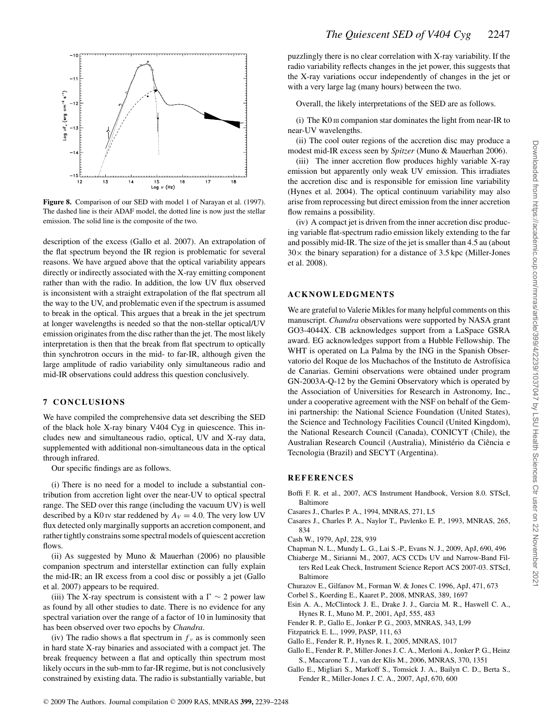**Figure 8.** Comparison of our SED with model 1 of Narayan et al. (1997). The dashed line is their ADAF model, the dotted line is now just the stellar emission. The solid line is the composite of the two.

description of the excess (Gallo et al. 2007). An extrapolation of the flat spectrum beyond the IR region is problematic for several reasons. We have argued above that the optical variability appears directly or indirectly associated with the X-ray emitting component rather than with the radio. In addition, the low UV flux observed is inconsistent with a straight extrapolation of the flat spectrum all the way to the UV, and problematic even if the spectrum is assumed to break in the optical. This argues that a break in the jet spectrum at longer wavelengths is needed so that the non-stellar optical/UV emission originates from the disc rather than the jet. The most likely interpretation is then that the break from flat spectrum to optically thin synchrotron occurs in the mid- to far-IR, although given the large amplitude of radio variability only simultaneous radio and mid-IR observations could address this question conclusively.

## 7 CONCLUSIONS

We have compiled the comprehensive data set describing the SED of the black hole X-ray binary V404 Cyg in quiescence. This includes new and simultaneous radio, optical, UV and X-ray data, supplemented with additional non-simultaneous data in the optical through infrared.

Our specific findings are as follows.

(i) There is no need for a model to include a substantial contribution from accretion light over the near-UV to optical spectral range. The SED over this range (including the vacuum UV) is well described by a K0 IV star reddened by $A_V = 4.0$. The very low UV flux detected only marginally supports an accretion component, and rather tightly constrains some spectral models of quiescent accretion flows.

(ii) As suggested by Muno & Mauerhan (2006) no plausible companion spectrum and interstellar extinction can fully explain the mid-IR; an IR excess from a cool disc or possibly a jet (Gallo et al. 2007) appears to be required.

(iii) The X-ray spectrum is consistent with a $\Gamma \sim 2$ power law as found by all other studies to date. There is no evidence for any spectral variation over the range of a factor of 10 in luminosity that has been observed over two epochs by *Chandra*.

(iv) The radio shows a flat spectrum in $f_\nu$ as is commonly seen in hard state X-ray binaries and associated with a compact jet. The break frequency between a flat and optically thin spectrum most likely occurs in the sub-mm to far-IR regime, but is not conclusively constrained by existing data. The radio is substantially variable, but puzzlingly there is no clear correlation with X-ray variability. If the radio variability reflects changes in the jet power, this suggests that the X-ray variations occur independently of changes in the jet or with a very large lag (many hours) between the two.

Overall, the likely interpretations of the SED are as follows.

(i) The K0 III companion star dominates the light from near-IR to near-UV wavelengths.

(ii) The cool outer regions of the accretion disc may produce a modest mid-IR excess seen by *Spitzer* (Muno & Mauerhan 2006).

(iii) The inner accretion flow produces highly variable X-ray emission but apparently only weak UV emission. This irradiates the accretion disc and is responsible for emission line variability (Hynes et al. 2004). The optical continuum variability may also arise from reprocessing but direct emission from the inner accretion flow remains a possibility.

(iv) A compact jet is driven from the inner accretion disc producing variable flat-spectrum radio emission likely extending to the far and possibly mid-IR. The size of the jet is smaller than 4.5 au (about $30\times$ the binary separation) for a distance of 3.5 kpc (Miller-Jones et al. 2008).

## ACKNOWLEDGMENTS

We are grateful to Valerie Mikles for many helpful comments on this manuscript. *Chandra* observations were supported by NASA grant GO3-4044X. CB acknowledges support from a LaSpace GSRA award. EG acknowledges support from a Hubble Fellowship. The WHT is operated on La Palma by the ING in the Spanish Observatorio del Roque de los Muchachos of the Instituto de Astrofísica de Canarias. Gemini observations were obtained under program GN-2003A-Q-12 by the Gemini Observatory which is operated by the Association of Universities for Research in Astronomy, Inc., under a cooperative agreement with the NSF on behalf of the Gemini partnership: the National Science Foundation (United States), the Science and Technology Facilities Council (United Kingdom), the National Research Council (Canada), CONICYT (Chile), the Australian Research Council (Australia), Ministério da Ciência e Tecnologia (Brazil) and SECYT (Argentina).

## REFERENCES

Boffi F. R. et al., 2007, ACS Instrument Handbook, Version 8.0. STScI, Baltimore

Casares J., Charles P. A., 1994, MNRAS, 271, L5

Casares J., Charles P. A., Naylor T., Pavlenko E. P., 1993, MNRAS, 265, 834

Cash W., 1979, ApJ, 228, 939

Chapman N. L., Mundy L. G., Lai S.-P., Evans N. J., 2009, ApJ, 690, 496

Chiaberge M., Sirianni M., 2007, ACS CCDs UV and Narrow-Band Filters Red Leak Check, Instrument Science Report ACS 2007-03. STScI, Baltimore

Churazov E., Gilfanov M., Forman W. & Jones C. 1996, ApJ, 471, 673

Corbel S., Koerding E., Kaaret P., 2008, MNRAS, 389, 1697

Esin A. A., McClintock J. E., Drake J. J., Garcia M. R., Haswell C. A., Hynes R. I., Muno M. P., 2001, ApJ, 555, 483

Fender R. P., Gallo E., Jonker P. G., 2003, MNRAS, 343, L99

Fitzpatrick E. L., 1999, PASP, 111, 63

Gallo E., Fender R. P., Hynes R. I., 2005, MNRAS, 1017

Gallo E., Fender R. P., Miller-Jones J. C. A., Merloni A., Jonker P. G., Heinz S., Maccarone T. J., van der Klis M., 2006, MNRAS, 370, 1351

Gallo E., Migliari S., Markoff S., Tomsick J. A., Bailyn C. D., Berta S., Fender R., Miller-Jones J. C. A., 2007, ApJ, 670, 600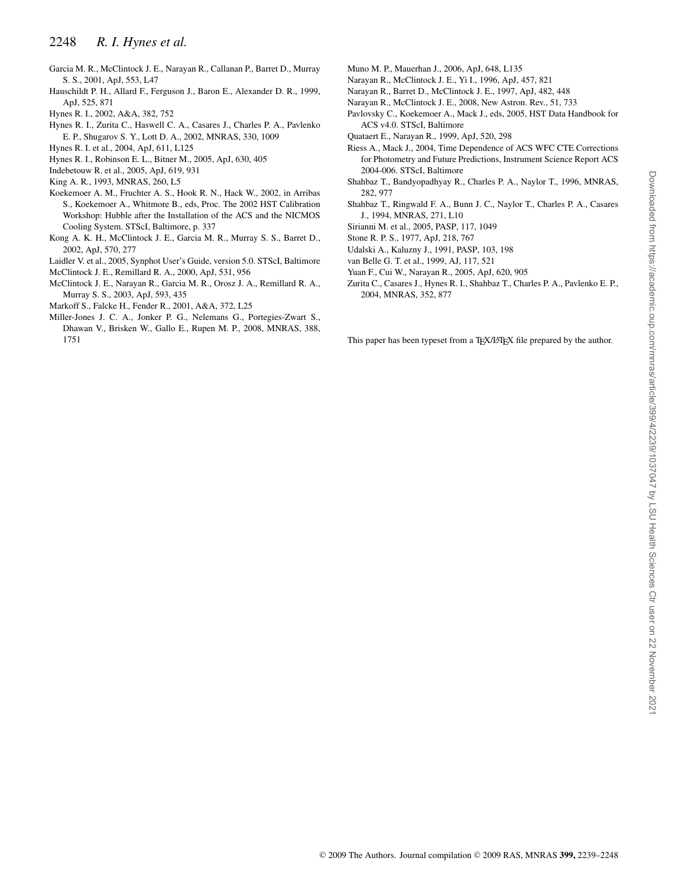Garcia M. R., McClintock J. E., Narayan R., Callanan P., Barret D., Murray S. S., 2001, ApJ, 553, L47

Hauschildt P. H., Allard F., Ferguson J., Baron E., Alexander D. R., 1999, ApJ, 525, 871

Hynes R. I., 2002, A&A, 382, 752

Hynes R. I., Zurita C., Haswell C. A., Casares J., Charles P. A., Pavlenko E. P., Shugarov S. Y., Lott D. A., 2002, MNRAS, 330, 1009

Hynes R. I. et al., 2004, ApJ, 611, L125

Hynes R. I., Robinson E. L., Bitner M., 2005, ApJ, 630, 405

Indebetouw R. et al., 2005, ApJ, 619, 931

King A. R., 1993, MNRAS, 260, L5

Koekemoer A. M., Fruchter A. S., Hook R. N., Hack W., 2002, in Arribas S., Koekemoer A., Whitmore B., eds, Proc. The 2002 HST Calibration Workshop: Hubble after the Installation of the ACS and the NICMOS Cooling System. STScI, Baltimore, p. 337

Kong A. K. H., McClintock J. E., Garcia M. R., Murray S. S., Barret D., 2002, ApJ, 570, 277

Laidler V. et al., 2005, Synphot User's Guide, version 5.0. STScI, Baltimore

McClintock J. E., Remillard R. A., 2000, ApJ, 531, 956

McClintock J. E., Narayan R., Garcia M. R., Orosz J. A., Remillard R. A., Murray S. S., 2003, ApJ, 593, 435

Markoff S., Falcke H., Fender R., 2001, A&A, 372, L25

Miller-Jones J. C. A., Jonker P. G., Nelemans G., Portegies-Zwart S., Dhawan V., Brisken W., Gallo E., Rupen M. P., 2008, MNRAS, 388, 1751

Muno M. P., Mauerhan J., 2006, ApJ, 648, L135

Narayan R., McClintock J. E., Yi I., 1996, ApJ, 457, 821

Narayan R., Barret D., McClintock J. E., 1997, ApJ, 482, 448

Narayan R., McClintock J. E., 2008, New Astron. Rev., 51, 733

Pavlovsky C., Koekemoer A., Mack J., eds, 2005, HST Data Handbook for ACS v4.0. STScI, Baltimore

Quataert E., Narayan R., 1999, ApJ, 520, 298

Riess A., Mack J., 2004, Time Dependence of ACS WFC CTE Corrections for Photometry and Future Predictions, Instrument Science Report ACS 2004-006. STScI, Baltimore

Shahbaz T., Bandyopadhyay R., Charles P. A., Naylor T., 1996, MNRAS, 282, 977

Shahbaz T., Ringwald F. A., Bunn J. C., Naylor T., Charles P. A., Casares J., 1994, MNRAS, 271, L10

Sirianni M. et al., 2005, PASP, 117, 1049

Stone R. P. S., 1977, ApJ, 218, 767

Udalski A., Kaluzny J., 1991, PASP, 103, 198

van Belle G. T. et al., 1999, AJ, 117, 521

Yuan F., Cui W., Narayan R., 2005, ApJ, 620, 905

Zurita C., Casares J., Hynes R. I., Shahbaz T., Charles P. A., Pavlenko E. P., 2004, MNRAS, 352, 877

This paper has been typeset from a TEX/LATEX file prepared by the author.